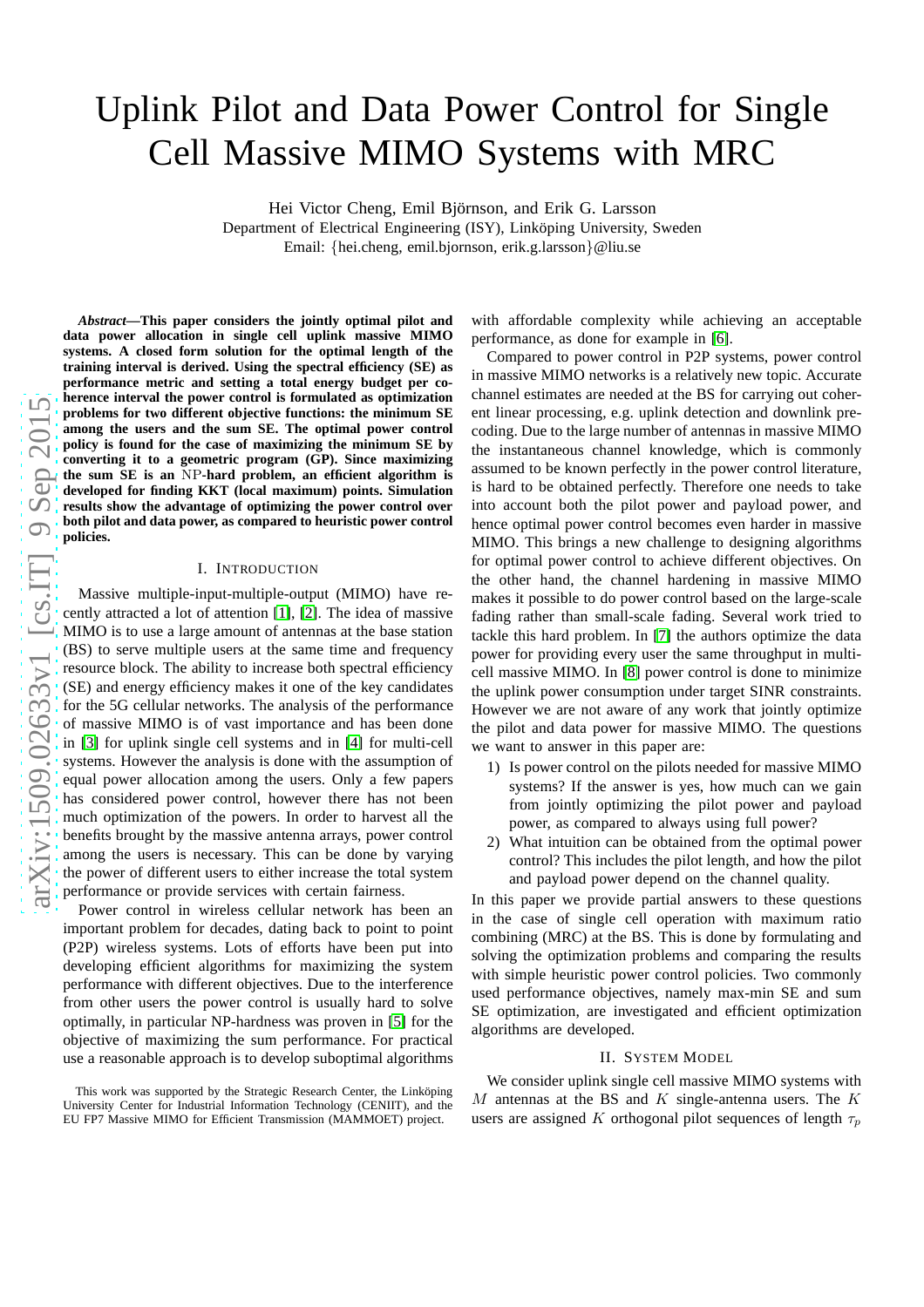# Uplink Pilot and Data Power Control for Single Cell Massive MIMO Systems with MRC

Hei Victor Cheng, Emil Björnson, and Erik G. Larsson
Department of Electrical Engineering (ISY), Linköping University, Sweden
Email: {hei.cheng, emil.bjornson, erik.g.larsson}@liu.se

***Abstract*—This paper considers the jointly optimal pilot and data power allocation in single cell uplink massive MIMO systems. A closed form solution for the optimal length of the training interval is derived. Using the spectral efficiency (SE) as performance metric and setting a total energy budget per coherence interval the power control is formulated as optimization problems for two different objective functions: the minimum SE among the users and the sum SE. The optimal power control policy is found for the case of maximizing the minimum SE by converting it to a geometric program (GP). Since maximizing the sum SE is an NP-hard problem, an efficient algorithm is developed for finding KKT (local maximum) points. Simulation results show the advantage of optimizing the power control over both pilot and data power, as compared to heuristic power control policies.**

## I. Introduction

Massive multiple-input-multiple-output (MIMO) have recently attracted a lot of attention [1], [2]. The idea of massive MIMO is to use a large amount of antennas at the base station (BS) to serve multiple users at the same time and frequency resource block. The ability to increase both spectral efficiency (SE) and energy efficiency makes it one of the key candidates for the 5G cellular networks. The analysis of the performance of massive MIMO is of vast importance and has been done in [3] for uplink single cell systems and in [4] for multi-cell systems. However the analysis is done with the assumption of equal power allocation among the users. Only a few papers has considered power control, however there has not been much optimization of the powers. In order to harvest all the benefits brought by the massive antenna arrays, power control among the users is necessary. This can be done by varying the power of different users to either increase the total system performance or provide services with certain fairness.

Power control in wireless cellular network has been an important problem for decades, dating back to point to point (P2P) wireless systems. Lots of efforts have been put into developing efficient algorithms for maximizing the system performance with different objectives. Due to the interference from other users the power control is usually hard to solve optimally, in particular NP-hardness was proven in [5] for the objective of maximizing the sum performance. For practical use a reasonable approach is to develop suboptimal algorithms with affordable complexity while achieving an acceptable performance, as done for example in [6].

Compared to power control in P2P systems, power control in massive MIMO networks is a relatively new topic. Accurate channel estimates are needed at the BS for carrying out coherent linear processing, e.g. uplink detection and downlink precoding. Due to the large number of antennas in massive MIMO the instantaneous channel knowledge, which is commonly assumed to be known perfectly in the power control literature, is hard to be obtained perfectly. Therefore one needs to take into account both the pilot power and payload power, and hence optimal power control becomes even harder in massive MIMO. This brings a new challenge to designing algorithms for optimal power control to achieve different objectives. On the other hand, the channel hardening in massive MIMO makes it possible to do power control based on the large-scale fading rather than small-scale fading. Several work tried to tackle this hard problem. In [7] the authors optimize the data power for providing every user the same throughput in multi-cell massive MIMO. In [8] power control is done to minimize the uplink power consumption under target SINR constraints. However we are not aware of any work that jointly optimize the pilot and data power for massive MIMO. The questions we want to answer in this paper are:

1) Is power control on the pilots needed for massive MIMO systems? If the answer is yes, how much can we gain from jointly optimizing the pilot power and payload power, as compared to always using full power?
2) What intuition can be obtained from the optimal power control? This includes the pilot length, and how the pilot and payload power depend on the channel quality.

In this paper we provide partial answers to these questions in the case of single cell operation with maximum ratio combining (MRC) at the BS. This is done by formulating and solving the optimization problems and comparing the results with simple heuristic power control policies. Two commonly used performance objectives, namely max-min SE and sum SE optimization, are investigated and efficient optimization algorithms are developed.

## II. System Model

We consider uplink single cell massive MIMO systems with $M$ antennas at the BS and $K$ single-antenna users. The $K$ users are assigned $K$ orthogonal pilot sequences of length $\tau_p$

This work was supported by the Strategic Research Center, the Linköping University Center for Industrial Information Technology (CENIIT), and the EU FP7 Massive MIMO for Efficient Transmission (MAMMOET) project.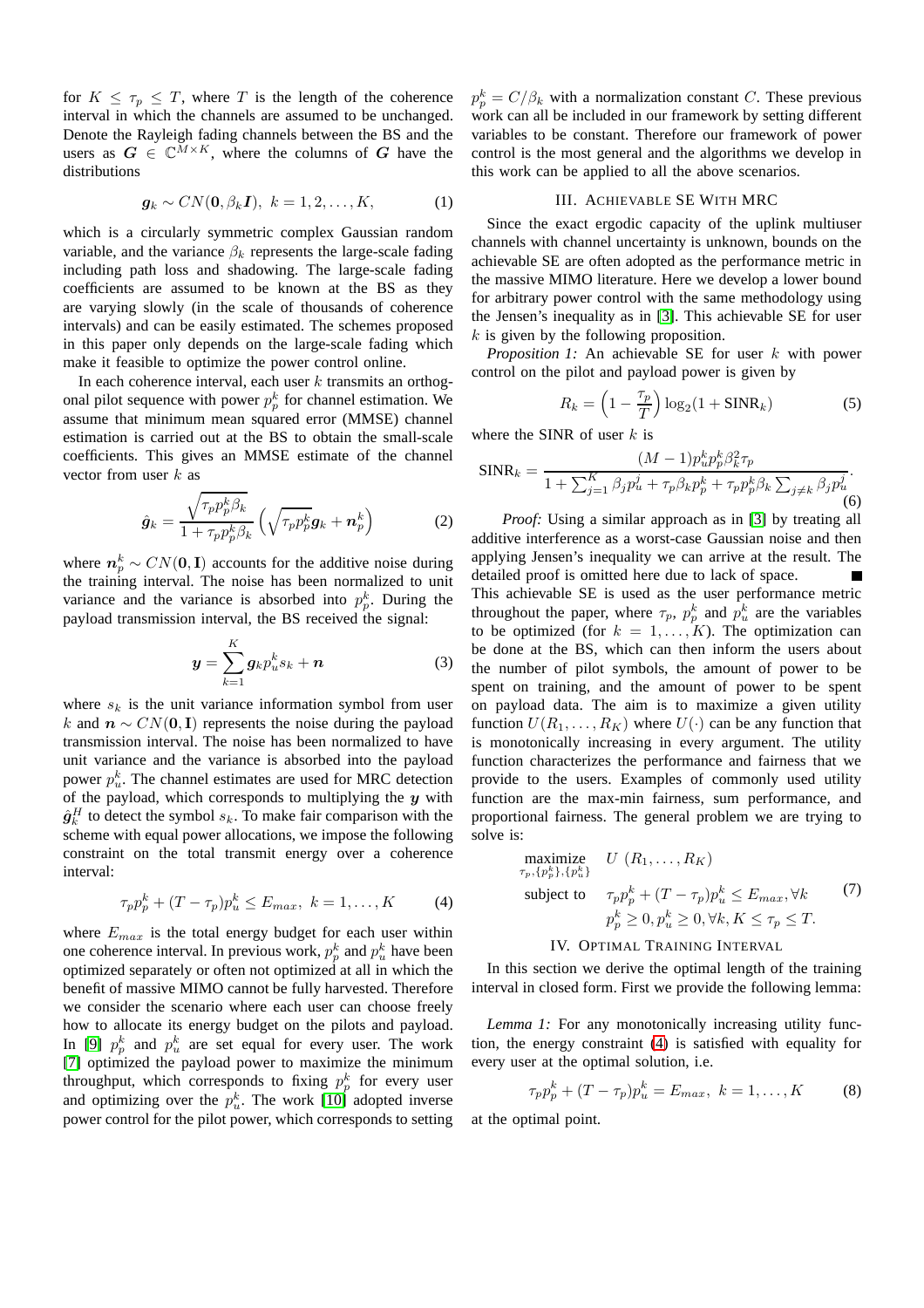for $K \leq \tau_p \leq T$, where $T$ is the length of the coherence interval in which the channels are assumed to be unchanged. Denote the Rayleigh fading channels between the BS and the users as $\boldsymbol{G} \in \mathbb{C}^{M \times K}$, where the columns of $\boldsymbol{G}$ have the distributions

$$\boldsymbol{g}_k \sim CN(\mathbf{0}, \beta_k \boldsymbol{I}),\ k = 1, 2, \ldots, K, \tag{1}$$

which is a circularly symmetric complex Gaussian random variable, and the variance $\beta_k$ represents the large-scale fading including path loss and shadowing. The large-scale fading coefficients are assumed to be known at the BS as they are varying slowly (in the scale of thousands of coherence intervals) and can be easily estimated. The schemes proposed in this paper only depends on the large-scale fading which make it feasible to optimize the power control online.

In each coherence interval, each user $k$ transmits an orthogonal pilot sequence with power $p_p^k$ for channel estimation. We assume that minimum mean squared error (MMSE) channel estimation is carried out at the BS to obtain the small-scale coefficients. This gives an MMSE estimate of the channel vector from user $k$ as

$$\hat{\boldsymbol{g}}_k = \frac{\sqrt{\tau_p p_p^k \beta_k}}{1 + \tau_p p_p^k \beta_k} \left( \sqrt{\tau_p p_p^k} \boldsymbol{g}_k + \boldsymbol{n}_p^k \right) \tag{2}$$

where $\boldsymbol{n}_p^k \sim CN(\mathbf{0}, \mathbf{I})$ accounts for the additive noise during the training interval. The noise has been normalized to unit variance and the variance is absorbed into $p_p^k$. During the payload transmission interval, the BS received the signal:

$$\boldsymbol{y} = \sum_{k=1}^{K} \boldsymbol{g}_k p_u^k s_k + \boldsymbol{n} \tag{3}$$

where $s_k$ is the unit variance information symbol from user $k$ and $\boldsymbol{n} \sim CN(\mathbf{0}, \mathbf{I})$ represents the noise during the payload transmission interval. The noise has been normalized to have unit variance and the variance is absorbed into the payload power $p_u^k$. The channel estimates are used for MRC detection of the payload, which corresponds to multiplying the $\boldsymbol{y}$ with $\hat{\boldsymbol{g}}_k^H$ to detect the symbol $s_k$. To make fair comparison with the scheme with equal power allocations, we impose the following constraint on the total transmit energy over a coherence interval:

$$\tau_p p_p^k + (T - \tau_p) p_u^k \leq E_{max},\ k = 1, \ldots, K \tag{4}$$

where $E_{max}$ is the total energy budget for each user within one coherence interval. In previous work, $p_p^k$ and $p_u^k$ have been optimized separately or often not optimized at all in which the benefit of massive MIMO cannot be fully harvested. Therefore we consider the scenario where each user can choose freely how to allocate its energy budget on the pilots and payload. In [9] $p_p^k$ and $p_u^k$ are set equal for every user. The work [7] optimized the payload power to maximize the minimum throughput, which corresponds to fixing $p_p^k$ for every user and optimizing over the $p_u^k$. The work [10] adopted inverse power control for the pilot power, which corresponds to setting $p_p^k = C/\beta_k$ with a normalization constant $C$. These previous work can all be included in our framework by setting different variables to be constant. Therefore our framework of power control is the most general and the algorithms we develop in this work can be applied to all the above scenarios.

## III. Achievable SE With MRC

Since the exact ergodic capacity of the uplink multiuser channels with channel uncertainty is unknown, bounds on the achievable SE are often adopted as the performance metric in the massive MIMO literature. Here we develop a lower bound for arbitrary power control with the same methodology using the Jensen's inequality as in [3]. This achievable SE for user $k$ is given by the following proposition.

*Proposition 1:* An achievable SE for user $k$ with power control on the pilot and payload power is given by

$$R_k = \left(1 - \frac{\tau_p}{T}\right) \log_2(1 + \text{SINR}_k) \tag{5}$$

where the SINR of user $k$ is

$$\text{SINR}_k = \frac{(M-1) p_u^k p_p^k \beta_k^2 \tau_p}{1 + \sum_{j=1}^{K} \beta_j p_u^j + \tau_p \beta_k p_p^k + \tau_p p_p^k \beta_k \sum_{j \neq k} \beta_j p_u^j}. \tag{6}$$

*Proof:* Using a similar approach as in [3] by treating all additive interference as a worst-case Gaussian noise and then applying Jensen's inequality we can arrive at the result. The detailed proof is omitted here due to lack of space. ■

This achievable SE is used as the user performance metric throughout the paper, where $\tau_p$, $p_p^k$ and $p_u^k$ are the variables to be optimized (for $k = 1, \ldots, K$). The optimization can be done at the BS, which can then inform the users about the number of pilot symbols, the amount of power to be spent on training, and the amount of power to be spent on payload data. The aim is to maximize a given utility function $U(R_1, \ldots, R_K)$ where $U(\cdot)$ can be any function that is monotonically increasing in every argument. The utility function characterizes the performance and fairness that we provide to the users. Examples of commonly used utility function are the max-min fairness, sum performance, and proportional fairness. The general problem we are trying to solve is:

$$\begin{aligned} \underset{\tau_p, \{p_p^k\}, \{p_u^k\}}{\text{maximize}} \quad & U\ (R_1, \ldots, R_K) \\ \text{subject to} \quad & \tau_p p_p^k + (T - \tau_p) p_u^k \leq E_{max}, \forall k \\ & p_p^k \geq 0, p_u^k \geq 0, \forall k, K \leq \tau_p \leq T. \end{aligned} \tag{7}$$

## IV. Optimal Training Interval

In this section we derive the optimal length of the training interval in closed form. First we provide the following lemma:

*Lemma 1:* For any monotonically increasing utility function, the energy constraint (4) is satisfied with equality for every user at the optimal solution, i.e.

$$\tau_p p_p^k + (T - \tau_p) p_u^k = E_{max},\ k = 1, \ldots, K \tag{8}$$

at the optimal point.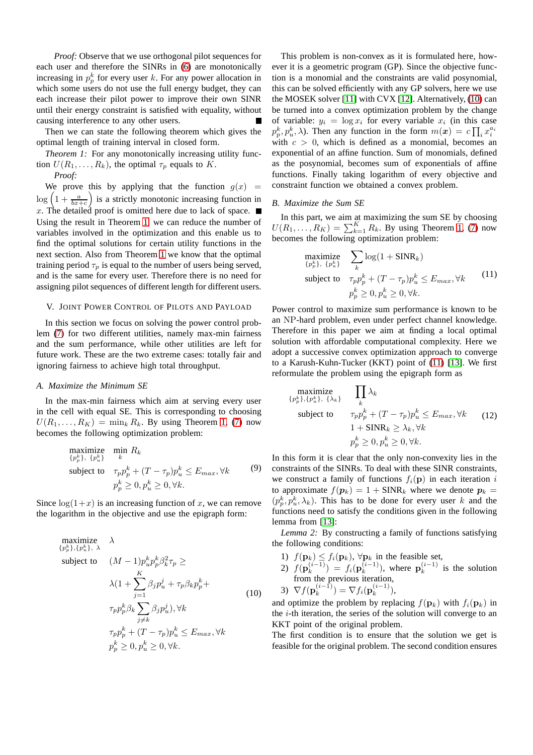*Proof:* Observe that we use orthogonal pilot sequences for each user and therefore the SINRs in (6) are monotonically increasing in $p_p^k$ for every user $k$. For any power allocation in which some users do not use the full energy budget, they can each increase their pilot power to improve their own SINR until their energy constraint is satisfied with equality, without causing interference to any other users. ∎

Then we can state the following theorem which gives the optimal length of training interval in closed form.

*Theorem 1:* For any monotonically increasing utility function $U(R_1, \ldots, R_k)$, the optimal $\tau_p$ equals to $K$.

*Proof:*

We prove this by applying that the function $g(x) = \log\left(1 + \frac{a}{bx+c}\right)$ is a strictly monotonic increasing function in $x$. The detailed proof is omitted here due to lack of space. ∎

Using the result in Theorem 1, we can reduce the number of variables involved in the optimization and this enable us to find the optimal solutions for certain utility functions in the next section. Also from Theorem 1 we know that the optimal training period $\tau_p$ is equal to the number of users being served, and is the same for every user. Therefore there is no need for assigning pilot sequences of different length for different users.

## V. Joint Power Control of Pilots and Payload

In this section we focus on solving the power control problem (7) for two different utilities, namely max-min fairness and the sum performance, while other utilities are left for future work. These are the two extreme cases: totally fair and ignoring fairness to achieve high total throughput.

### A. Maximize the Minimum SE

In the max-min fairness which aim at serving every user in the cell with equal SE. This is corresponding to choosing $U(R_1, \ldots, R_K) = \min_k R_k$. By using Theorem 1, (7) now becomes the following optimization problem:

$$
\begin{aligned}
\underset{\{p_p^k\},\ \{p_u^k\}}{\text{maximize}} \quad & \min_k R_k \\
\text{subject to} \quad & \tau_p p_p^k + (T - \tau_p) p_u^k \leq E_{max}, \forall k \\
& p_p^k \geq 0, p_u^k \geq 0, \forall k.
\end{aligned}
\tag{9}
$$

Since $\log(1+x)$ is an increasing function of $x$, we can remove the logarithm in the objective and use the epigraph form:

$$
\begin{aligned}
\underset{\{p_p^k\},\{p_u^k\},\ \lambda}{\text{maximize}} \quad & \lambda \\
\text{subject to} \quad & (M-1) p_u^k p_p^k \beta_k^2 \tau_p \geq \\
& \lambda (1 + \sum_{j=1}^{K} \beta_j p_u^j + \tau_p \beta_k p_p^k + \\
& \tau_p p_p^k \beta_k \sum_{j \neq k} \beta_j p_u^j), \forall k \\
& \tau_p p_p^k + (T - \tau_p) p_u^k \leq E_{max}, \forall k \\
& p_p^k \geq 0, p_u^k \geq 0, \forall k.
\end{aligned}
\tag{10}
$$

This problem is non-convex as it is formulated here, however it is a geometric program (GP). Since the objective function is a monomial and the constraints are valid posynomial, this can be solved efficiently with any GP solvers, here we use the MOSEK solver [11] with CVX [12]. Alternatively, (10) can be turned into a convex optimization problem by the change of variable: $y_i = \log x_i$ for every variable $x_i$ (in this case $p_p^k, p_u^k, \lambda$). Then any function in the form $m(\boldsymbol{x}) = c \prod_i x_i^{a_i}$ with $c > 0$, which is defined as a monomial, becomes an exponential of an affine function. Sum of monomials, defined as the posynomial, becomes sum of exponentials of affine functions. Finally taking logarithm of every objective and constraint function we obtained a convex problem.

### B. Maximize the Sum SE

In this part, we aim at maximizing the sum SE by choosing $U(R_1, \ldots, R_K) = \sum_{k=1}^{K} R_k$. By using Theorem 1, (7) now becomes the following optimization problem:

$$
\begin{aligned}
\underset{\{p_p^k\},\ \{p_u^k\}}{\text{maximize}} \quad & \sum_k \log(1 + \text{SINR}_k) \\
\text{subject to} \quad & \tau_p p_p^k + (T - \tau_p) p_u^k \leq E_{max}, \forall k \\
& p_p^k \geq 0, p_u^k \geq 0, \forall k.
\end{aligned}
\tag{11}
$$

Power control to maximize sum performance is known to be an NP-hard problem, even under perfect channel knowledge. Therefore in this paper we aim at finding a local optimal solution with affordable computational complexity. Here we adopt a successive convex optimization approach to converge to a Karush-Kuhn-Tucker (KKT) point of (11) [13]. We first reformulate the problem using the epigraph form as

$$
\begin{aligned}
\underset{\{p_p^k\},\{p_u^k\},\ \{\lambda_k\}}{\text{maximize}} \quad & \prod_k \lambda_k \\
\text{subject to} \quad & \tau_p p_p^k + (T - \tau_p) p_u^k \leq E_{max}, \forall k \\
& 1 + \text{SINR}_k \geq \lambda_k, \forall k \\
& p_p^k \geq 0, p_u^k \geq 0, \forall k.
\end{aligned}
\tag{12}
$$

In this form it is clear that the only non-convexity lies in the constraints of the SINRs. To deal with these SINR constraints, we construct a family of functions $f_i(\mathbf{p})$ in each iteration $i$ to approximate $f(\boldsymbol{p}_k) = 1 + \text{SINR}_k$ where we denote $\boldsymbol{p}_k = (p_p^k, p_u^k, \lambda_k)$. This has to be done for every user $k$ and the functions need to satisfy the conditions given in the following lemma from [13]:

*Lemma 2:* By constructing a family of functions satisfying the following conditions:

1) $f(\mathbf{p}_k) \leq f_i(\mathbf{p}_k)$, $\forall \mathbf{p}_k$ in the feasible set,
2) $f(\mathbf{p}_k^{(i-1)}) = f_i(\mathbf{p}_k^{(i-1)})$, where $\mathbf{p}_k^{(i-1)}$ is the solution from the previous iteration,
3) $\nabla f(\mathbf{p}_k^{(i-1)}) = \nabla f_i(\mathbf{p}_k^{(i-1)})$,

and optimize the problem by replacing $f(\mathbf{p}_k)$ with $f_i(\mathbf{p}_k)$ in the $i$-th iteration, the series of the solution will converge to an KKT point of the original problem.

The first condition is to ensure that the solution we get is feasible for the original problem. The second condition ensures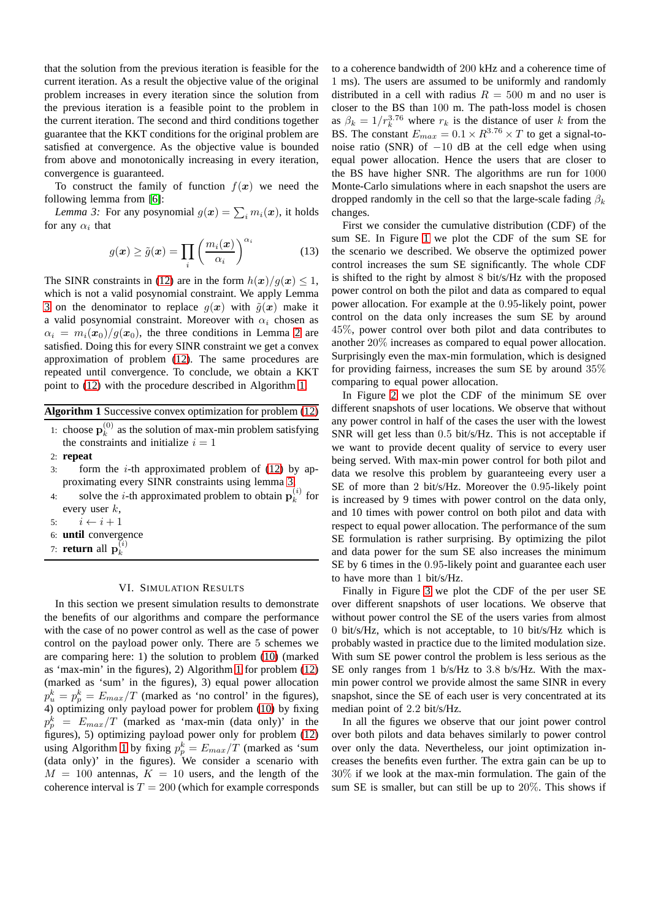that the solution from the previous iteration is feasible for the current iteration. As a result the objective value of the original problem increases in every iteration since the solution from the previous iteration is a feasible point to the problem in the current iteration. The second and third conditions together guarantee that the KKT conditions for the original problem are satisfied at convergence. As the objective value is bounded from above and monotonically increasing in every iteration, convergence is guaranteed.

To construct the family of function $f(\boldsymbol{x})$ we need the following lemma from [6]:

*Lemma 3:* For any posynomial $g(\boldsymbol{x}) = \sum_i m_i(\boldsymbol{x})$, it holds for any $\alpha_i$ that

$$g(\boldsymbol{x}) \geq \tilde{g}(\boldsymbol{x}) = \prod_i \left(\frac{m_i(\boldsymbol{x})}{\alpha_i}\right)^{\alpha_i} \tag{13}$$

The SINR constraints in (12) are in the form $h(\boldsymbol{x})/g(\boldsymbol{x}) \leq 1$, which is not a valid posynomial constraint. We apply Lemma 3 on the denominator to replace $g(\boldsymbol{x})$ with $\tilde{g}(\boldsymbol{x})$ make it a valid posynomial constraint. Moreover with $\alpha_i$ chosen as $\alpha_i = m_i(\boldsymbol{x}_0)/g(\boldsymbol{x}_0)$, the three conditions in Lemma 2 are satisfied. Doing this for every SINR constraint we get a convex approximation of problem (12). The same procedures are repeated until convergence. To conclude, we obtain a KKT point to (12) with the procedure described in Algorithm 1.

**Algorithm 1** Successive convex optimization for problem (12)

1: choose $\mathbf{p}_k^{(0)}$ as the solution of max-min problem satisfying the constraints and initialize $i = 1$
2: **repeat**
3: form the $i$-th approximated problem of (12) by approximating every SINR constraints using lemma 3
4: solve the $i$-th approximated problem to obtain $\mathbf{p}_k^{(i)}$ for every user $k$,
5: $i \leftarrow i + 1$
6: **until** convergence
7: **return** all $\mathbf{p}_k^{(i)}$

## VI. Simulation Results

In this section we present simulation results to demonstrate the benefits of our algorithms and compare the performance with the case of no power control as well as the case of power control on the payload power only. There are 5 schemes we are comparing here: 1) the solution to problem (10) (marked as 'max-min' in the figures), 2) Algorithm 1 for problem (12) (marked as 'sum' in the figures), 3) equal power allocation $p_u^k = p_p^k = E_{max}/T$ (marked as 'no control' in the figures), 4) optimizing only payload power for problem (10) by fixing $p_p^k = E_{max}/T$ (marked as 'max-min (data only)' in the figures), 5) optimizing payload power only for problem (12) using Algorithm 1 by fixing $p_p^k = E_{max}/T$ (marked as 'sum (data only)' in the figures). We consider a scenario with $M = 100$ antennas, $K = 10$ users, and the length of the coherence interval is $T = 200$ (which for example corresponds to a coherence bandwidth of 200 kHz and a coherence time of 1 ms). The users are assumed to be uniformly and randomly distributed in a cell with radius $R = 500$ m and no user is closer to the BS than 100 m. The path-loss model is chosen as $\beta_k = 1/r_k^{3.76}$ where $r_k$ is the distance of user $k$ from the BS. The constant $E_{max} = 0.1 \times R^{3.76} \times T$ to get a signal-to-noise ratio (SNR) of $-10$ dB at the cell edge when using equal power allocation. Hence the users that are closer to the BS have higher SNR. The algorithms are run for 1000 Monte-Carlo simulations where in each snapshot the users are dropped randomly in the cell so that the large-scale fading $\beta_k$ changes.

First we consider the cumulative distribution (CDF) of the sum SE. In Figure 1 we plot the CDF of the sum SE for the scenario we described. We observe the optimized power control increases the sum SE significantly. The whole CDF is shifted to the right by almost 8 bit/s/Hz with the proposed power control on both the pilot and data as compared to equal power allocation. For example at the 0.95-likely point, power control on the data only increases the sum SE by around 45%, power control over both pilot and data contributes to another 20% increases as compared to equal power allocation. Surprisingly even the max-min formulation, which is designed for providing fairness, increases the sum SE by around 35% comparing to equal power allocation.

In Figure 2 we plot the CDF of the minimum SE over different snapshots of user locations. We observe that without any power control in half of the cases the user with the lowest SNR will get less than 0.5 bit/s/Hz. This is not acceptable if we want to provide decent quality of service to every user being served. With max-min power control for both pilot and data we resolve this problem by guaranteeing every user a SE of more than 2 bit/s/Hz. Moreover the 0.95-likely point is increased by 9 times with power control on the data only, and 10 times with power control on both pilot and data with respect to equal power allocation. The performance of the sum SE formulation is rather surprising. By optimizing the pilot and data power for the sum SE also increases the minimum SE by 6 times in the 0.95-likely point and guarantee each user to have more than 1 bit/s/Hz.

Finally in Figure 3 we plot the CDF of the per user SE over different snapshots of user locations. We observe that without power control the SE of the users varies from almost 0 bit/s/Hz, which is not acceptable, to 10 bit/s/Hz which is probably wasted in practice due to the limited modulation size. With sum SE power control the problem is less serious as the SE only ranges from 1 b/s/Hz to 3.8 b/s/Hz. With the max-min power control we provide almost the same SINR in every snapshot, since the SE of each user is very concentrated at its median point of 2.2 bit/s/Hz.

In all the figures we observe that our joint power control over both pilots and data behaves similarly to power control over only the data. Nevertheless, our joint optimization increases the benefits even further. The extra gain can be up to 30% if we look at the max-min formulation. The gain of the sum SE is smaller, but can still be up to 20%. This shows if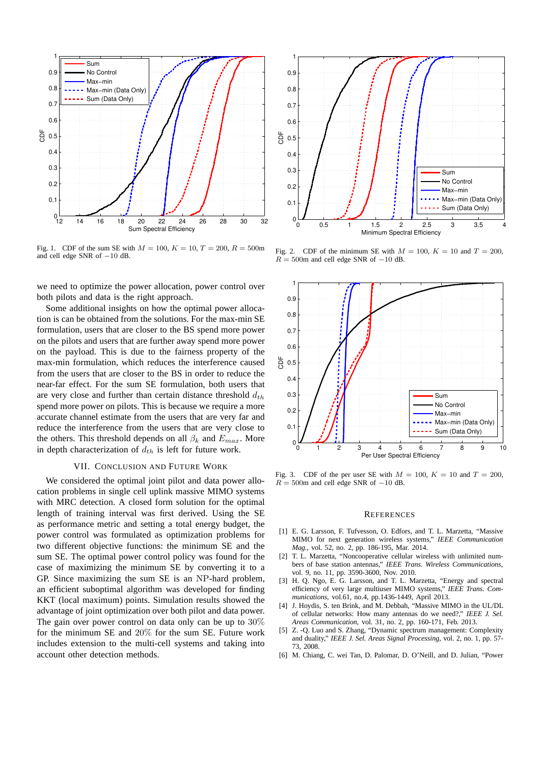Fig. 1. CDF of the sum SE with $M = 100$, $K = 10$, $T = 200$, $R = 500$m and cell edge SNR of $-10$ dB.

Fig. 2. CDF of the minimum SE with $M = 100$, $K = 10$ and $T = 200$, $R = 500$m and cell edge SNR of $-10$ dB.

we need to optimize the power allocation, power control over both pilots and data is the right approach.

Some additional insights on how the optimal power allocation is can be obtained from the solutions. For the max-min SE formulation, users that are closer to the BS spend more power on the pilots and users that are further away spend more power on the payload. This is due to the fairness property of the max-min formulation, which reduces the interference caused from the users that are closer to the BS in order to reduce the near-far effect. For the sum SE formulation, both users that are very close and further than certain distance threshold $d_{th}$ spend more power on pilots. This is because we require a more accurate channel estimate from the users that are very far and reduce the interference from the users that are very close to the others. This threshold depends on all $\beta_k$ and $E_{max}$. More in depth characterization of $d_{th}$ is left for future work.

## VII. Conclusion and Future Work

We considered the optimal joint pilot and data power allocation problems in single cell uplink massive MIMO systems with MRC detection. A closed form solution for the optimal length of training interval was first derived. Using the SE as performance metric and setting a total energy budget, the power control was formulated as optimization problems for two different objective functions: the minimum SE and the sum SE. The optimal power control policy was found for the case of maximizing the minimum SE by converting it to a GP. Since maximizing the sum SE is an NP-hard problem, an efficient suboptimal algorithm was developed for finding KKT (local maximum) points. Simulation results showed the advantage of joint optimization over both pilot and data power. The gain over power control on data only can be up to 30% for the minimum SE and 20% for the sum SE. Future work includes extension to the multi-cell systems and taking into account other detection methods.

Fig. 3. CDF of the per user SE with $M = 100$, $K = 10$ and $T = 200$, $R = 500$m and cell edge SNR of $-10$ dB.

## References

[1] E. G. Larsson, F. Tufvesson, O. Edfors, and T. L. Marzetta, "Massive MIMO for next generation wireless systems," *IEEE Communication Mag.*, vol. 52, no. 2, pp. 186-195, Mar. 2014.

[2] T. L. Marzetta, "Noncooperative cellular wireless with unlimited numbers of base station antennas," *IEEE Trans. Wireless Communications*, vol. 9, no. 11, pp. 3590-3600, Nov. 2010.

[3] H. Q. Ngo, E. G. Larsson, and T. L. Marzetta, "Energy and spectral efficiency of very large multiuser MIMO systems," *IEEE Trans. Communications*, vol.61, no.4, pp.1436-1449, April 2013.

[4] J. Hoydis, S. ten Brink, and M. Debbah, "Massive MIMO in the UL/DL of cellular networks: How many antennas do we need?," *IEEE J. Sel. Areas Communication*, vol. 31, no. 2, pp. 160-171, Feb. 2013.

[5] Z. -Q. Luo and S. Zhang, "Dynamic spectrum management: Complexity and duality," *IEEE J. Sel. Areas Signal Processing*, vol. 2, no. 1, pp. 57-73, 2008.

[6] M. Chiang, C. wei Tan, D. Palomar, D. O'Neill, and D. Julian, "Power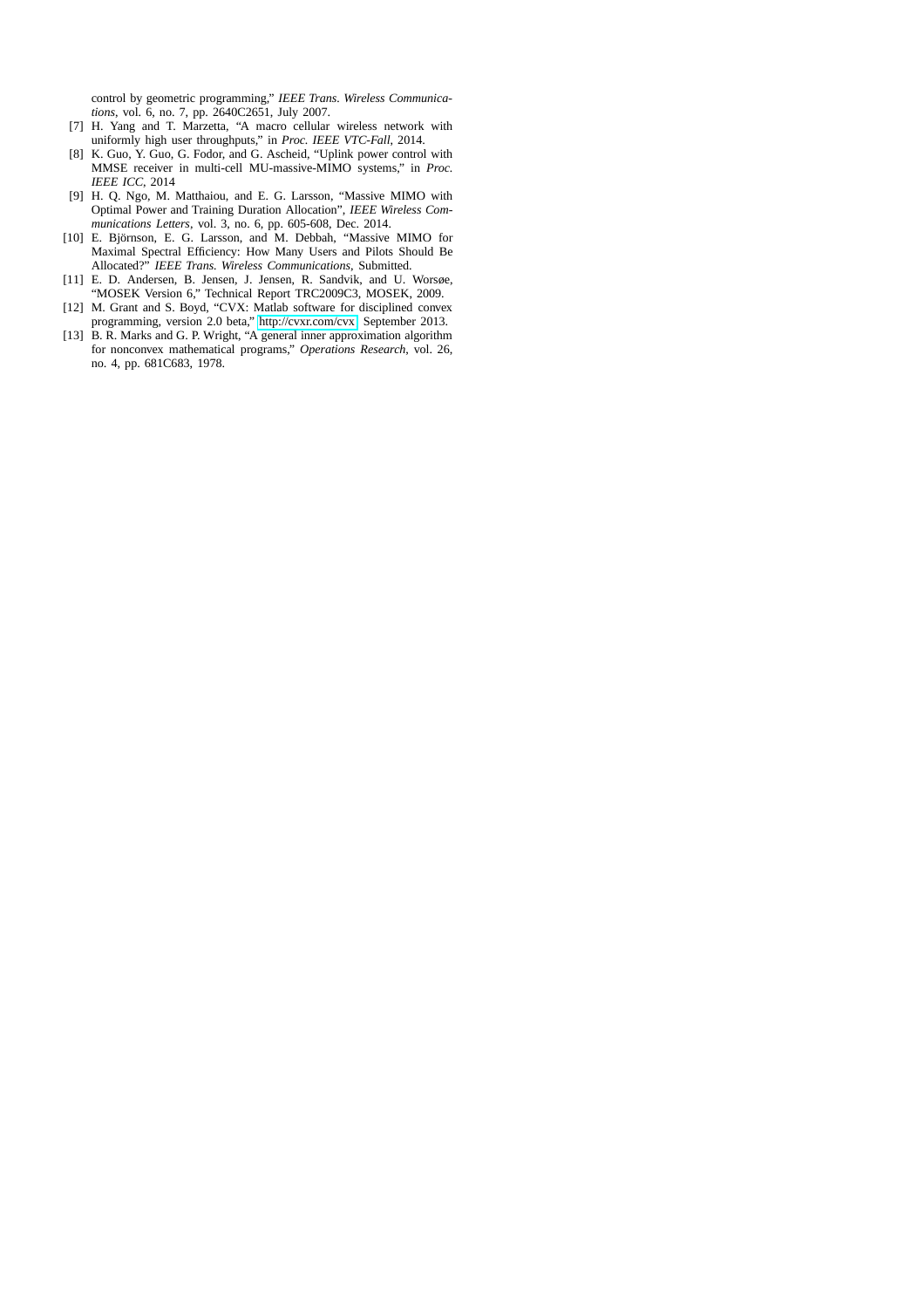control by geometric programming," *IEEE Trans. Wireless Communications*, vol. 6, no. 7, pp. 2640C2651, July 2007.

[7] H. Yang and T. Marzetta, "A macro cellular wireless network with uniformly high user throughputs," in *Proc. IEEE VTC-Fall*, 2014.

[8] K. Guo, Y. Guo, G. Fodor, and G. Ascheid, "Uplink power control with MMSE receiver in multi-cell MU-massive-MIMO systems," in *Proc. IEEE ICC*, 2014

[9] H. Q. Ngo, M. Matthaiou, and E. G. Larsson, "Massive MIMO with Optimal Power and Training Duration Allocation", *IEEE Wireless Communications Letters*, vol. 3, no. 6, pp. 605-608, Dec. 2014.

[10] E. Björnson, E. G. Larsson, and M. Debbah, "Massive MIMO for Maximal Spectral Efficiency: How Many Users and Pilots Should Be Allocated?" *IEEE Trans. Wireless Communications*, Submitted.

[11] E. D. Andersen, B. Jensen, J. Jensen, R. Sandvik, and U. Worsøe, "MOSEK Version 6," Technical Report TRC2009C3, MOSEK, 2009.

[12] M. Grant and S. Boyd, "CVX: Matlab software for disciplined convex programming, version 2.0 beta," http://cvxr.com/cvx, September 2013.

[13] B. R. Marks and G. P. Wright, "A general inner approximation algorithm for nonconvex mathematical programs," *Operations Research*, vol. 26, no. 4, pp. 681C683, 1978.